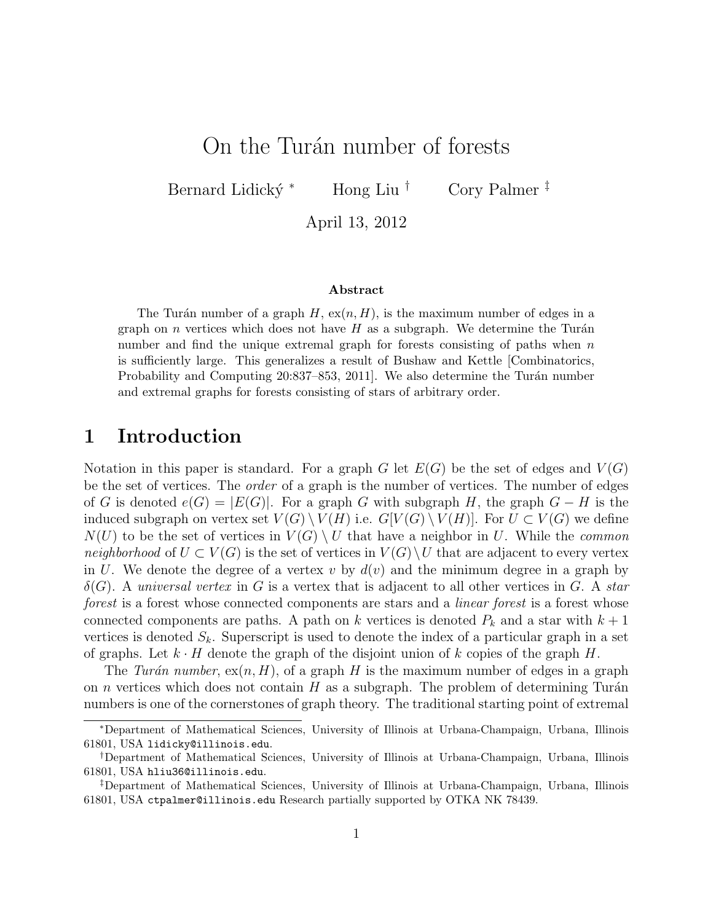# On the Turán number of forests

Bernard Lidický [*] Hong Liu [†] Cory Palmer [‡]

April 13, 2012

### Abstract

The Turán number of a graph $H$, $\mathrm{ex}(n, H)$, is the maximum number of edges in a graph on $n$ vertices which does not have $H$ as a subgraph. We determine the Turán number and find the unique extremal graph for forests consisting of paths when $n$ is sufficiently large. This generalizes a result of Bushaw and Kettle [Combinatorics, Probability and Computing 20:837–853, 2011]. We also determine the Turán number and extremal graphs for forests consisting of stars of arbitrary order.

## 1 Introduction

Notation in this paper is standard. For a graph $G$ let $E(G)$ be the set of edges and $V(G)$ be the set of vertices. The *order* of a graph is the number of vertices. The number of edges of $G$ is denoted $e(G) = |E(G)|$. For a graph $G$ with subgraph $H$, the graph $G - H$ is the induced subgraph on vertex set $V(G) \setminus V(H)$ i.e. $G[V(G) \setminus V(H)]$. For $U \subset V(G)$ we define $N(U)$ to be the set of vertices in $V(G) \setminus U$ that have a neighbor in $U$. While the *common neighborhood* of $U \subset V(G)$ is the set of vertices in $V(G) \setminus U$ that are adjacent to every vertex in $U$. We denote the degree of a vertex $v$ by $d(v)$ and the minimum degree in a graph by $\delta(G)$. A *universal vertex* in $G$ is a vertex that is adjacent to all other vertices in $G$. A *star forest* is a forest whose connected components are stars and a *linear forest* is a forest whose connected components are paths. A path on $k$ vertices is denoted $P_k$ and a star with $k + 1$ vertices is denoted $S_k$. Superscript is used to denote the index of a particular graph in a set of graphs. Let $k \cdot H$ denote the graph of the disjoint union of $k$ copies of the graph $H$.

The *Turán number*, $\mathrm{ex}(n, H)$, of a graph $H$ is the maximum number of edges in a graph on $n$ vertices which does not contain $H$ as a subgraph. The problem of determining Turán numbers is one of the cornerstones of graph theory. The traditional starting point of extremal

---

[*] Department of Mathematical Sciences, University of Illinois at Urbana-Champaign, Urbana, Illinois 61801, USA lidicky@illinois.edu.

[†] Department of Mathematical Sciences, University of Illinois at Urbana-Champaign, Urbana, Illinois 61801, USA hliu36@illinois.edu.

[‡] Department of Mathematical Sciences, University of Illinois at Urbana-Champaign, Urbana, Illinois 61801, USA ctpalmer@illinois.edu Research partially supported by OTKA NK 78439.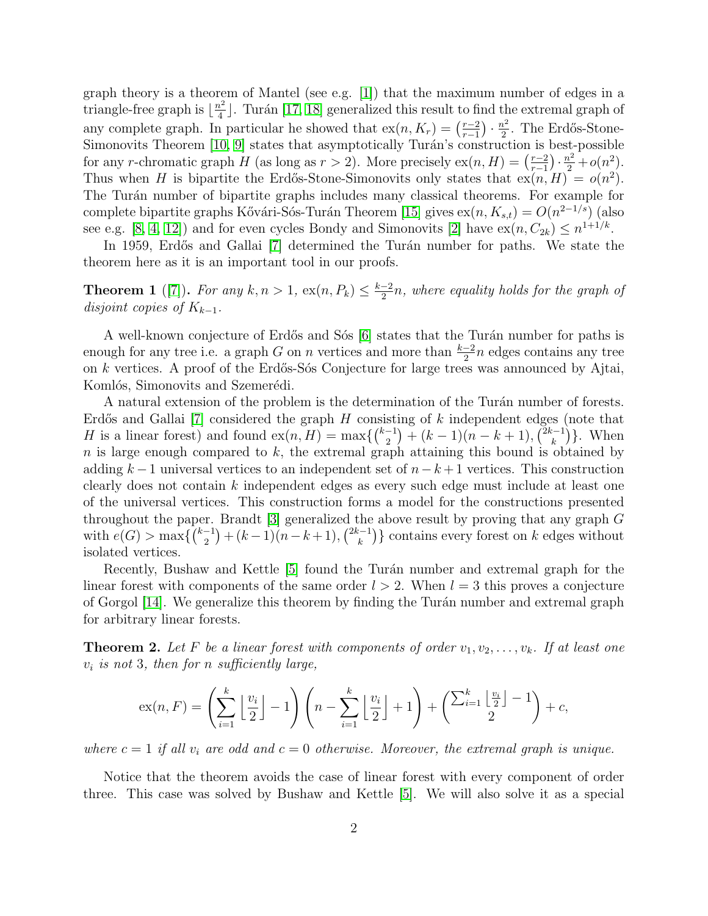graph theory is a theorem of Mantel (see e.g. [1]) that the maximum number of edges in a triangle-free graph is $\lfloor \frac{n^2}{4} \rfloor$. Turán [17, 18] generalized this result to find the extremal graph of any complete graph. In particular he showed that $\mathrm{ex}(n, K_r) = \left(\frac{r-2}{r-1}\right) \cdot \frac{n^2}{2}$. The Erdős-Stone-Simonovits Theorem [10, 9] states that asymptotically Turán's construction is best-possible for any $r$-chromatic graph $H$ (as long as $r > 2$). More precisely $\mathrm{ex}(n, H) = \left(\frac{r-2}{r-1}\right) \cdot \frac{n^2}{2} + o(n^2)$. Thus when $H$ is bipartite the Erdős-Stone-Simonovits only states that $\mathrm{ex}(n, H) = o(n^2)$. The Turán number of bipartite graphs includes many classical theorems. For example for complete bipartite graphs Kővári-Sós-Turán Theorem [15] gives $\mathrm{ex}(n, K_{s,t}) = O(n^{2-1/s})$ (also see e.g. [8, 4, 12]) and for even cycles Bondy and Simonovits [2] have $\mathrm{ex}(n, C_{2k}) \leq n^{1+1/k}$.

In 1959, Erdős and Gallai [7] determined the Turán number for paths. We state the theorem here as it is an important tool in our proofs.

**Theorem 1** ([7]). *For any $k, n > 1$, $\mathrm{ex}(n, P_k) \leq \frac{k-2}{2}n$, where equality holds for the graph of disjoint copies of $K_{k-1}$.*

A well-known conjecture of Erdős and Sós [6] states that the Turán number for paths is enough for any tree i.e. a graph $G$ on $n$ vertices and more than $\frac{k-2}{2}n$ edges contains any tree on $k$ vertices. A proof of the Erdős-Sós Conjecture for large trees was announced by Ajtai, Komlós, Simonovits and Szemerédi.

A natural extension of the problem is the determination of the Turán number of forests. Erdős and Gallai [7] considered the graph $H$ consisting of $k$ independent edges (note that $H$ is a linear forest) and found $\mathrm{ex}(n, H) = \max\{\binom{k-1}{2} + (k-1)(n-k+1), \binom{2k-1}{k}\}$. When $n$ is large enough compared to $k$, the extremal graph attaining this bound is obtained by adding $k-1$ universal vertices to an independent set of $n-k+1$ vertices. This construction clearly does not contain $k$ independent edges as every such edge must include at least one of the universal vertices. This construction forms a model for the constructions presented throughout the paper. Brandt [3] generalized the above result by proving that any graph $G$ with $e(G) > \max\{\binom{k-1}{2} + (k-1)(n-k+1), \binom{2k-1}{k}\}$ contains every forest on $k$ edges without isolated vertices.

Recently, Bushaw and Kettle [5] found the Turán number and extremal graph for the linear forest with components of the same order $l > 2$. When $l = 3$ this proves a conjecture of Gorgol [14]. We generalize this theorem by finding the Turán number and extremal graph for arbitrary linear forests.

**Theorem 2.** *Let $F$ be a linear forest with components of order $v_1, v_2, \ldots, v_k$. If at least one $v_i$ is not 3, then for $n$ sufficiently large,*

$$\mathrm{ex}(n, F) = \left(\sum_{i=1}^{k} \left\lfloor \frac{v_i}{2} \right\rfloor - 1\right) \left(n - \sum_{i=1}^{k} \left\lfloor \frac{v_i}{2} \right\rfloor + 1\right) + \binom{\sum_{i=1}^{k} \lfloor \frac{v_i}{2} \rfloor - 1}{2} + c,$$

*where $c = 1$ if all $v_i$ are odd and $c = 0$ otherwise. Moreover, the extremal graph is unique.*

Notice that the theorem avoids the case of linear forest with every component of order three. This case was solved by Bushaw and Kettle [5]. We will also solve it as a special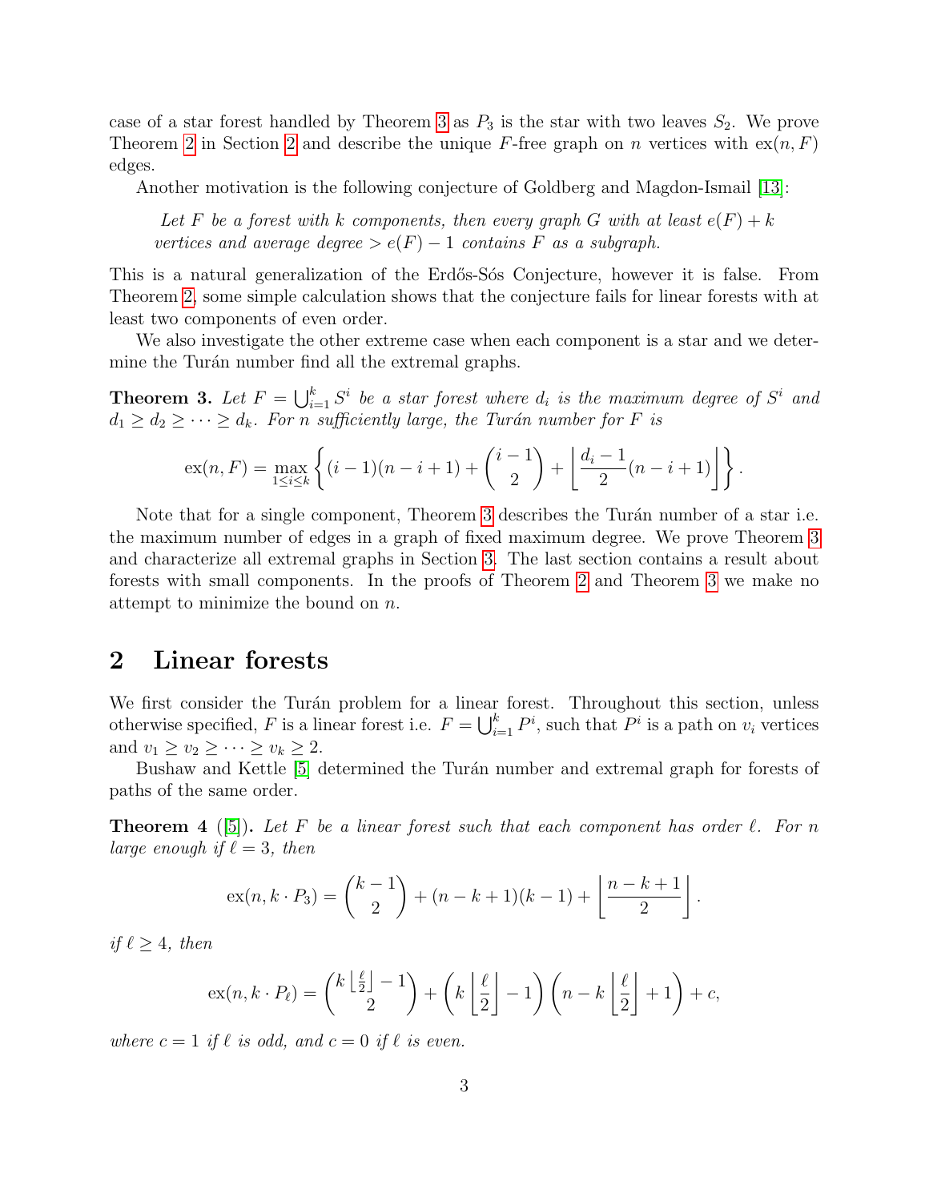case of a star forest handled by Theorem 3 as $P_3$ is the star with two leaves $S_2$. We prove Theorem 2 in Section 2 and describe the unique $F$-free graph on $n$ vertices with $\mathrm{ex}(n, F)$ edges.

Another motivation is the following conjecture of Goldberg and Magdon-Ismail [13]:

> *Let $F$ be a forest with $k$ components, then every graph $G$ with at least $e(F) + k$ vertices and average degree $> e(F) - 1$ contains $F$ as a subgraph.*

This is a natural generalization of the Erdős-Sós Conjecture, however it is false. From Theorem 2, some simple calculation shows that the conjecture fails for linear forests with at least two components of even order.

We also investigate the other extreme case when each component is a star and we determine the Turán number find all the extremal graphs.

**Theorem 3.** *Let $F = \bigcup_{i=1}^{k} S^i$ be a star forest where $d_i$ is the maximum degree of $S^i$ and $d_1 \geq d_2 \geq \cdots \geq d_k$. For $n$ sufficiently large, the Turán number for $F$ is*

$$\mathrm{ex}(n, F) = \max_{1 \leq i \leq k} \left\{ (i-1)(n-i+1) + \binom{i-1}{2} + \left\lfloor \frac{d_i - 1}{2}(n-i+1) \right\rfloor \right\}.$$

Note that for a single component, Theorem 3 describes the Turán number of a star i.e. the maximum number of edges in a graph of fixed maximum degree. We prove Theorem 3 and characterize all extremal graphs in Section 3. The last section contains a result about forests with small components. In the proofs of Theorem 2 and Theorem 3 we make no attempt to minimize the bound on $n$.

## 2 Linear forests

We first consider the Turán problem for a linear forest. Throughout this section, unless otherwise specified, $F$ is a linear forest i.e. $F = \bigcup_{i=1}^{k} P^i$, such that $P^i$ is a path on $v_i$ vertices and $v_1 \geq v_2 \geq \cdots \geq v_k \geq 2$.

Bushaw and Kettle [5] determined the Turán number and extremal graph for forests of paths of the same order.

**Theorem 4** ([5])**.** *Let $F$ be a linear forest such that each component has order $\ell$. For $n$ large enough if $\ell = 3$, then*

$$\mathrm{ex}(n, k \cdot P_3) = \binom{k-1}{2} + (n-k+1)(k-1) + \left\lfloor \frac{n-k+1}{2} \right\rfloor.$$

*if $\ell \geq 4$, then*

$$\mathrm{ex}(n, k \cdot P_\ell) = \binom{k \left\lfloor \frac{\ell}{2} \right\rfloor - 1}{2} + \left(k \left\lfloor \frac{\ell}{2} \right\rfloor - 1\right)\left(n - k \left\lfloor \frac{\ell}{2} \right\rfloor + 1\right) + c,$$

*where $c = 1$ if $\ell$ is odd, and $c = 0$ if $\ell$ is even.*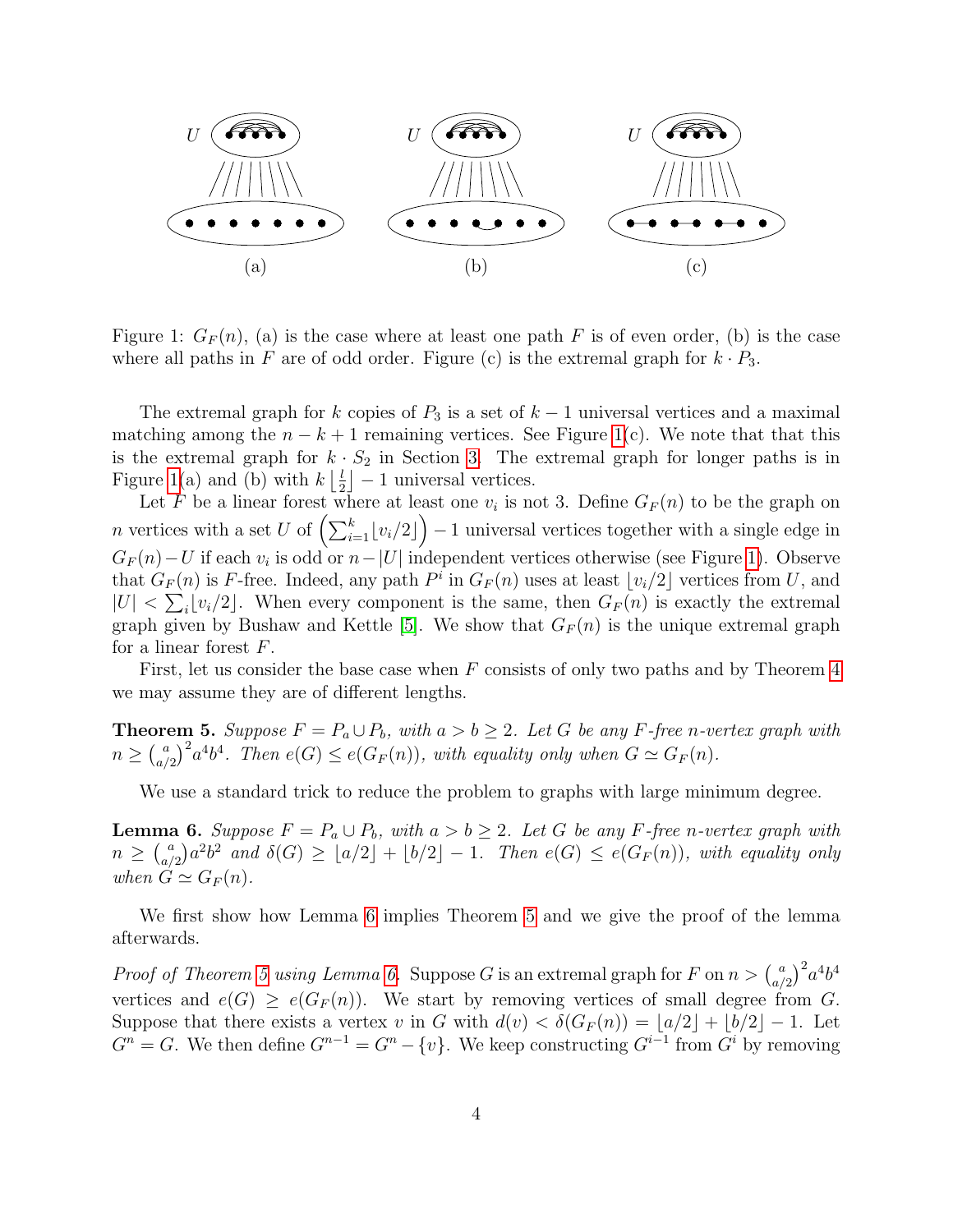Figure 1: $G_F(n)$, (a) is the case where at least one path $F$ is of even order, (b) is the case where all paths in $F$ are of odd order. Figure (c) is the extremal graph for $k \cdot P_3$.

The extremal graph for $k$ copies of $P_3$ is a set of $k-1$ universal vertices and a maximal matching among the $n-k+1$ remaining vertices. See Figure 1(c). We note that that this is the extremal graph for $k \cdot S_2$ in Section 3. The extremal graph for longer paths is in Figure 1(a) and (b) with $k\left\lfloor \frac{l}{2} \right\rfloor - 1$ universal vertices.

Let $F$ be a linear forest where at least one $v_i$ is not 3. Define $G_F(n)$ to be the graph on $n$ vertices with a set $U$ of $\left(\sum_{i=1}^{k} \lfloor v_i/2 \rfloor\right) - 1$ universal vertices together with a single edge in $G_F(n) - U$ if each $v_i$ is odd or $n - |U|$ independent vertices otherwise (see Figure 1). Observe that $G_F(n)$ is $F$-free. Indeed, any path $P^i$ in $G_F(n)$ uses at least $\lfloor v_i/2 \rfloor$ vertices from $U$, and $|U| < \sum_i \lfloor v_i/2 \rfloor$. When every component is the same, then $G_F(n)$ is exactly the extremal graph given by Bushaw and Kettle [5]. We show that $G_F(n)$ is the unique extremal graph for a linear forest $F$.

First, let us consider the base case when $F$ consists of only two paths and by Theorem 4 we may assume they are of different lengths.

**Theorem 5.** *Suppose $F = P_a \cup P_b$, with $a > b \geq 2$. Let $G$ be any $F$-free $n$-vertex graph with $n \geq \binom{a}{a/2}^2 a^4 b^4$. Then $e(G) \leq e(G_F(n))$, with equality only when $G \simeq G_F(n)$.*

We use a standard trick to reduce the problem to graphs with large minimum degree.

**Lemma 6.** *Suppose $F = P_a \cup P_b$, with $a > b \geq 2$. Let $G$ be any $F$-free $n$-vertex graph with $n \geq \binom{a}{a/2} a^2 b^2$ and $\delta(G) \geq \lfloor a/2 \rfloor + \lfloor b/2 \rfloor - 1$. Then $e(G) \leq e(G_F(n))$, with equality only when $G \simeq G_F(n)$.*

We first show how Lemma 6 implies Theorem 5 and we give the proof of the lemma afterwards.

*Proof of Theorem 5 using Lemma 6.* Suppose $G$ is an extremal graph for $F$ on $n > \binom{a}{a/2}^2 a^4 b^4$ vertices and $e(G) \geq e(G_F(n))$. We start by removing vertices of small degree from $G$. Suppose that there exists a vertex $v$ in $G$ with $d(v) < \delta(G_F(n)) = \lfloor a/2 \rfloor + \lfloor b/2 \rfloor - 1$. Let $G^n = G$. We then define $G^{n-1} = G^n - \{v\}$. We keep constructing $G^{i-1}$ from $G^i$ by removing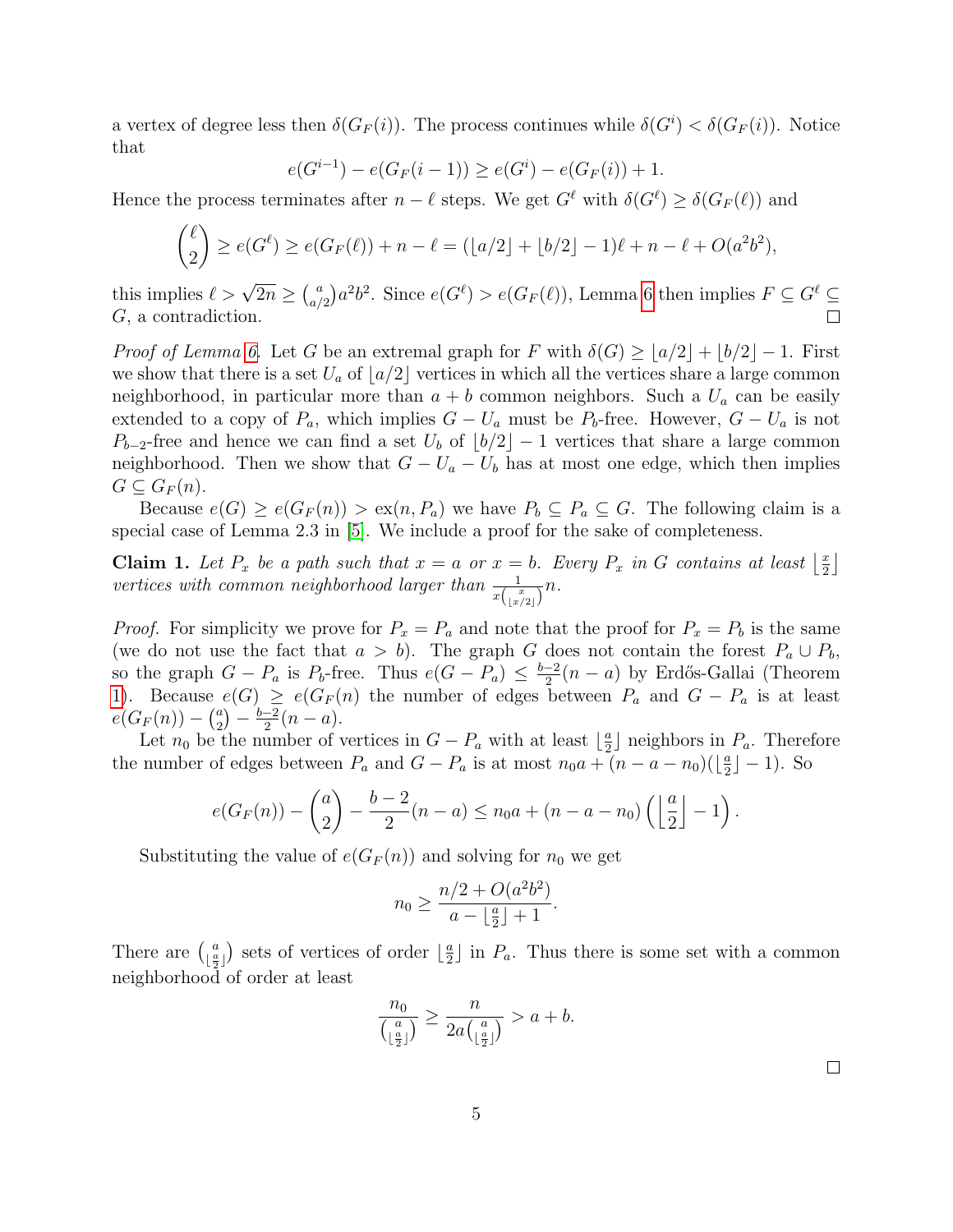a vertex of degree less then $\delta(G_F(i))$. The process continues while $\delta(G^i) < \delta(G_F(i))$. Notice that

$$e(G^{i-1}) - e(G_F(i-1)) \geq e(G^i) - e(G_F(i)) + 1.$$

Hence the process terminates after $n - \ell$ steps. We get $G^\ell$ with $\delta(G^\ell) \geq \delta(G_F(\ell))$ and

$$\binom{\ell}{2} \geq e(G^\ell) \geq e(G_F(\ell)) + n - \ell = (\lfloor a/2 \rfloor + \lfloor b/2 \rfloor - 1)\ell + n - \ell + O(a^2b^2),$$

this implies $\ell > \sqrt{2n} \geq \binom{a}{a/2}a^2b^2$. Since $e(G^\ell) > e(G_F(\ell))$, Lemma 6 then implies $F \subseteq G^\ell \subseteq G$, a contradiction. □

*Proof of Lemma 6.* Let $G$ be an extremal graph for $F$ with $\delta(G) \geq \lfloor a/2 \rfloor + \lfloor b/2 \rfloor - 1$. First we show that there is a set $U_a$ of $\lfloor a/2 \rfloor$ vertices in which all the vertices share a large common neighborhood, in particular more than $a + b$ common neighbors. Such a $U_a$ can be easily extended to a copy of $P_a$, which implies $G - U_a$ must be $P_b$-free. However, $G - U_a$ is not $P_{b-2}$-free and hence we can find a set $U_b$ of $\lfloor b/2 \rfloor - 1$ vertices that share a large common neighborhood. Then we show that $G - U_a - U_b$ has at most one edge, which then implies $G \subseteq G_F(n)$.

Because $e(G) \geq e(G_F(n)) > \mathrm{ex}(n, P_a)$ we have $P_b \subseteq P_a \subseteq G$. The following claim is a special case of Lemma 2.3 in [5]. We include a proof for the sake of completeness.

**Claim 1.** *Let $P_x$ be a path such that $x = a$ or $x = b$. Every $P_x$ in $G$ contains at least $\lfloor \frac{x}{2} \rfloor$ vertices with common neighborhood larger than $\frac{1}{x\binom{x}{\lfloor x/2 \rfloor}}n$.*

*Proof.* For simplicity we prove for $P_x = P_a$ and note that the proof for $P_x = P_b$ is the same (we do not use the fact that $a > b$). The graph $G$ does not contain the forest $P_a \cup P_b$, so the graph $G - P_a$ is $P_b$-free. Thus $e(G - P_a) \leq \frac{b-2}{2}(n - a)$ by Erdős-Gallai (Theorem 1). Because $e(G) \geq e(G_F(n)$ the number of edges between $P_a$ and $G - P_a$ is at least $e(G_F(n)) - \binom{a}{2} - \frac{b-2}{2}(n - a)$.

Let $n_0$ be the number of vertices in $G - P_a$ with at least $\lfloor \frac{a}{2} \rfloor$ neighbors in $P_a$. Therefore the number of edges between $P_a$ and $G - P_a$ is at most $n_0 a + (n - a - n_0)(\lfloor \frac{a}{2} \rfloor - 1)$. So

$$e(G_F(n)) - \binom{a}{2} - \frac{b-2}{2}(n - a) \leq n_0 a + (n - a - n_0)\left(\left\lfloor \frac{a}{2} \right\rfloor - 1\right).$$

Substituting the value of $e(G_F(n))$ and solving for $n_0$ we get

$$n_0 \geq \frac{n/2 + O(a^2b^2)}{a - \lfloor \frac{a}{2} \rfloor + 1}.$$

There are $\binom{a}{\lfloor \frac{a}{2} \rfloor}$ sets of vertices of order $\lfloor \frac{a}{2} \rfloor$ in $P_a$. Thus there is some set with a common neighborhood of order at least

$$\frac{n_0}{\binom{a}{\lfloor \frac{a}{2} \rfloor}} \geq \frac{n}{2a\binom{a}{\lfloor \frac{a}{2} \rfloor}} > a + b.$$

□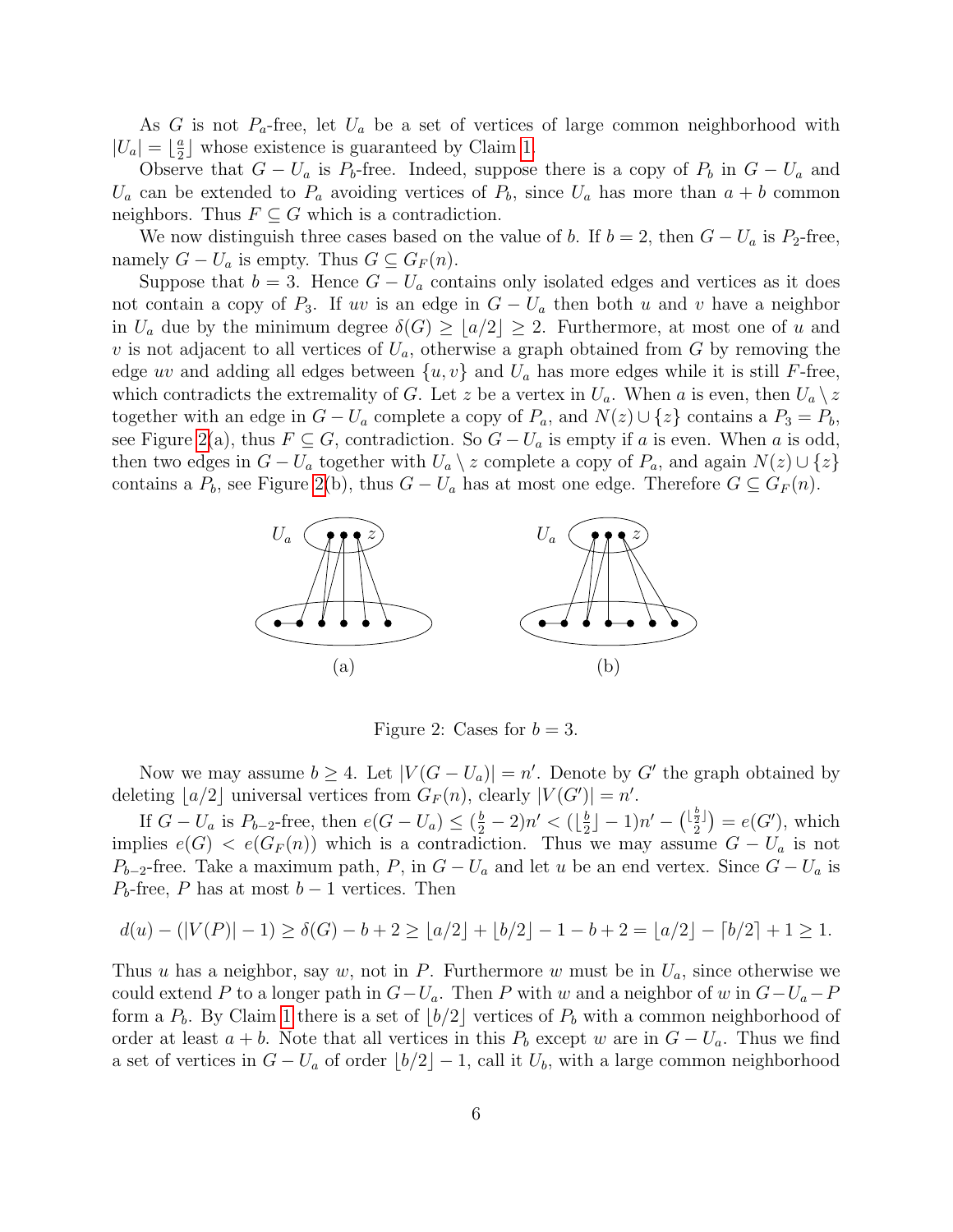As $G$ is not $P_a$-free, let $U_a$ be a set of vertices of large common neighborhood with $|U_a| = \lfloor \frac{a}{2} \rfloor$ whose existence is guaranteed by Claim 1.

Observe that $G - U_a$ is $P_b$-free. Indeed, suppose there is a copy of $P_b$ in $G - U_a$ and $U_a$ can be extended to $P_a$ avoiding vertices of $P_b$, since $U_a$ has more than $a + b$ common neighbors. Thus $F \subseteq G$ which is a contradiction.

We now distinguish three cases based on the value of $b$. If $b = 2$, then $G - U_a$ is $P_2$-free, namely $G - U_a$ is empty. Thus $G \subseteq G_F(n)$.

Suppose that $b = 3$. Hence $G - U_a$ contains only isolated edges and vertices as it does not contain a copy of $P_3$. If $uv$ is an edge in $G - U_a$ then both $u$ and $v$ have a neighbor in $U_a$ due by the minimum degree $\delta(G) \geq \lfloor a/2 \rfloor \geq 2$. Furthermore, at most one of $u$ and $v$ is not adjacent to all vertices of $U_a$, otherwise a graph obtained from $G$ by removing the edge $uv$ and adding all edges between $\{u, v\}$ and $U_a$ has more edges while it is still $F$-free, which contradicts the extremality of $G$. Let $z$ be a vertex in $U_a$. When $a$ is even, then $U_a \setminus z$ together with an edge in $G - U_a$ complete a copy of $P_a$, and $N(z) \cup \{z\}$ contains a $P_3 = P_b$, see Figure 2(a), thus $F \subseteq G$, contradiction. So $G - U_a$ is empty if $a$ is even. When $a$ is odd, then two edges in $G - U_a$ together with $U_a \setminus z$ complete a copy of $P_a$, and again $N(z) \cup \{z\}$ contains a $P_b$, see Figure 2(b), thus $G - U_a$ has at most one edge. Therefore $G \subseteq G_F(n)$.

Figure 2: Cases for $b = 3$.

Now we may assume $b \geq 4$. Let $|V(G - U_a)| = n'$. Denote by $G'$ the graph obtained by deleting $\lfloor a/2 \rfloor$ universal vertices from $G_F(n)$, clearly $|V(G')| = n'$.

If $G - U_a$ is $P_{b-2}$-free, then $e(G - U_a) \leq (\frac{b}{2} - 2)n' < (\lfloor \frac{b}{2} \rfloor - 1)n' - \binom{\lfloor \frac{b}{2} \rfloor}{2} = e(G')$, which implies $e(G) < e(G_F(n))$ which is a contradiction. Thus we may assume $G - U_a$ is not $P_{b-2}$-free. Take a maximum path, $P$, in $G - U_a$ and let $u$ be an end vertex. Since $G - U_a$ is $P_b$-free, $P$ has at most $b - 1$ vertices. Then

$$d(u) - (|V(P)| - 1) \geq \delta(G) - b + 2 \geq \lfloor a/2 \rfloor + \lfloor b/2 \rfloor - 1 - b + 2 = \lfloor a/2 \rfloor - \lceil b/2 \rceil + 1 \geq 1.$$

Thus $u$ has a neighbor, say $w$, not in $P$. Furthermore $w$ must be in $U_a$, since otherwise we could extend $P$ to a longer path in $G - U_a$. Then $P$ with $w$ and a neighbor of $w$ in $G - U_a - P$ form a $P_b$. By Claim 1 there is a set of $\lfloor b/2 \rfloor$ vertices of $P_b$ with a common neighborhood of order at least $a + b$. Note that all vertices in this $P_b$ except $w$ are in $G - U_a$. Thus we find a set of vertices in $G - U_a$ of order $\lfloor b/2 \rfloor - 1$, call it $U_b$, with a large common neighborhood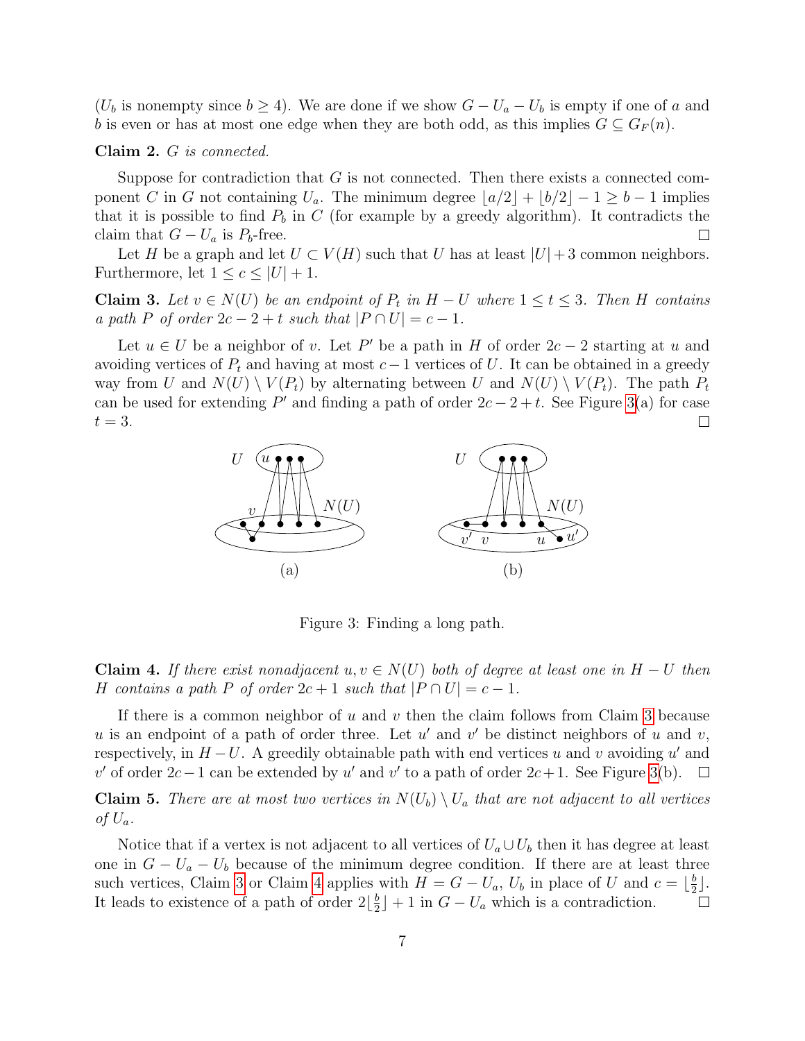($U_b$ is nonempty since $b \geq 4$). We are done if we show $G - U_a - U_b$ is empty if one of $a$ and $b$ is even or has at most one edge when they are both odd, as this implies $G \subseteq G_F(n)$.

**Claim 2.** *$G$ is connected.*

Suppose for contradiction that $G$ is not connected. Then there exists a connected component $C$ in $G$ not containing $U_a$. The minimum degree $\lfloor a/2 \rfloor + \lfloor b/2 \rfloor - 1 \geq b - 1$ implies that it is possible to find $P_b$ in $C$ (for example by a greedy algorithm). It contradicts the claim that $G - U_a$ is $P_b$-free. □

Let $H$ be a graph and let $U \subset V(H)$ such that $U$ has at least $|U| + 3$ common neighbors. Furthermore, let $1 \leq c \leq |U| + 1$.

**Claim 3.** *Let $v \in N(U)$ be an endpoint of $P_t$ in $H - U$ where $1 \leq t \leq 3$. Then $H$ contains a path $P$ of order $2c - 2 + t$ such that $|P \cap U| = c - 1$.*

Let $u \in U$ be a neighbor of $v$. Let $P'$ be a path in $H$ of order $2c - 2$ starting at $u$ and avoiding vertices of $P_t$ and having at most $c - 1$ vertices of $U$. It can be obtained in a greedy way from $U$ and $N(U) \setminus V(P_t)$ by alternating between $U$ and $N(U) \setminus V(P_t)$. The path $P_t$ can be used for extending $P'$ and finding a path of order $2c - 2 + t$. See Figure 3(a) for case $t = 3$. □

Figure 3: Finding a long path.

**Claim 4.** *If there exist nonadjacent $u, v \in N(U)$ both of degree at least one in $H - U$ then $H$ contains a path $P$ of order $2c + 1$ such that $|P \cap U| = c - 1$.*

If there is a common neighbor of $u$ and $v$ then the claim follows from Claim 3 because $u$ is an endpoint of a path of order three. Let $u'$ and $v'$ be distinct neighbors of $u$ and $v$, respectively, in $H - U$. A greedily obtainable path with end vertices $u$ and $v$ avoiding $u'$ and $v'$ of order $2c - 1$ can be extended by $u'$ and $v'$ to a path of order $2c + 1$. See Figure 3(b). □

**Claim 5.** *There are at most two vertices in $N(U_b) \setminus U_a$ that are not adjacent to all vertices of $U_a$.*

Notice that if a vertex is not adjacent to all vertices of $U_a \cup U_b$ then it has degree at least one in $G - U_a - U_b$ because of the minimum degree condition. If there are at least three such vertices, Claim 3 or Claim 4 applies with $H = G - U_a$, $U_b$ in place of $U$ and $c = \lfloor \frac{b}{2} \rfloor$. It leads to existence of a path of order $2\lfloor \frac{b}{2} \rfloor + 1$ in $G - U_a$ which is a contradiction. □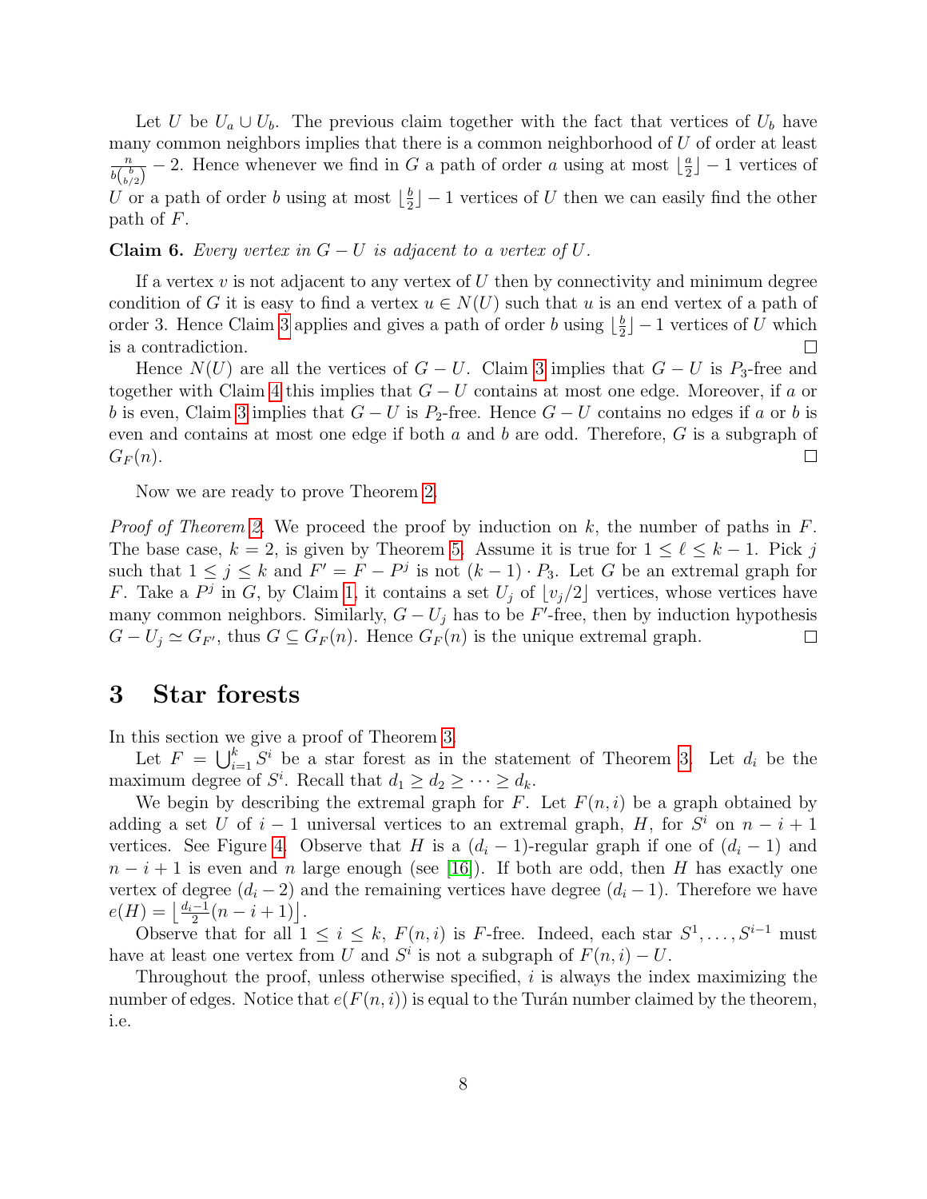Let $U$ be $U_a \cup U_b$. The previous claim together with the fact that vertices of $U_b$ have many common neighbors implies that there is a common neighborhood of $U$ of order at least $\frac{n}{b\binom{b}{b/2}} - 2$. Hence whenever we find in $G$ a path of order $a$ using at most $\lfloor \frac{a}{2} \rfloor - 1$ vertices of $U$ or a path of order $b$ using at most $\lfloor \frac{b}{2} \rfloor - 1$ vertices of $U$ then we can easily find the other path of $F$.

**Claim 6.** *Every vertex in $G - U$ is adjacent to a vertex of $U$.*

If a vertex $v$ is not adjacent to any vertex of $U$ then by connectivity and minimum degree condition of $G$ it is easy to find a vertex $u \in N(U)$ such that $u$ is an end vertex of a path of order 3. Hence Claim 3 applies and gives a path of order $b$ using $\lfloor \frac{b}{2} \rfloor - 1$ vertices of $U$ which is a contradiction. □

Hence $N(U)$ are all the vertices of $G - U$. Claim 3 implies that $G - U$ is $P_3$-free and together with Claim 4 this implies that $G - U$ contains at most one edge. Moreover, if $a$ or $b$ is even, Claim 3 implies that $G - U$ is $P_2$-free. Hence $G - U$ contains no edges if $a$ or $b$ is even and contains at most one edge if both $a$ and $b$ are odd. Therefore, $G$ is a subgraph of $G_F(n)$. □

Now we are ready to prove Theorem 2.

*Proof of Theorem 2.* We proceed the proof by induction on $k$, the number of paths in $F$. The base case, $k = 2$, is given by Theorem 5. Assume it is true for $1 \leq \ell \leq k - 1$. Pick $j$ such that $1 \leq j \leq k$ and $F' = F - P^j$ is not $(k-1) \cdot P_3$. Let $G$ be an extremal graph for $F$. Take a $P^j$ in $G$, by Claim 1, it contains a set $U_j$ of $\lfloor v_j/2 \rfloor$ vertices, whose vertices have many common neighbors. Similarly, $G - U_j$ has to be $F'$-free, then by induction hypothesis $G - U_j \simeq G_{F'}$, thus $G \subseteq G_F(n)$. Hence $G_F(n)$ is the unique extremal graph. □

## 3 Star forests

In this section we give a proof of Theorem 3.

Let $F = \bigcup_{i=1}^{k} S^i$ be a star forest as in the statement of Theorem 3. Let $d_i$ be the maximum degree of $S^i$. Recall that $d_1 \geq d_2 \geq \cdots \geq d_k$.

We begin by describing the extremal graph for $F$. Let $F(n,i)$ be a graph obtained by adding a set $U$ of $i-1$ universal vertices to an extremal graph, $H$, for $S^i$ on $n - i + 1$ vertices. See Figure 4. Observe that $H$ is a $(d_i - 1)$-regular graph if one of $(d_i - 1)$ and $n - i + 1$ is even and $n$ large enough (see [16]). If both are odd, then $H$ has exactly one vertex of degree $(d_i - 2)$ and the remaining vertices have degree $(d_i - 1)$. Therefore we have $e(H) = \left\lfloor \frac{d_i - 1}{2}(n - i + 1) \right\rfloor$.

Observe that for all $1 \leq i \leq k$, $F(n,i)$ is $F$-free. Indeed, each star $S^1, \ldots, S^{i-1}$ must have at least one vertex from $U$ and $S^i$ is not a subgraph of $F(n,i) - U$.

Throughout the proof, unless otherwise specified, $i$ is always the index maximizing the number of edges. Notice that $e(F(n,i))$ is equal to the Turán number claimed by the theorem, i.e.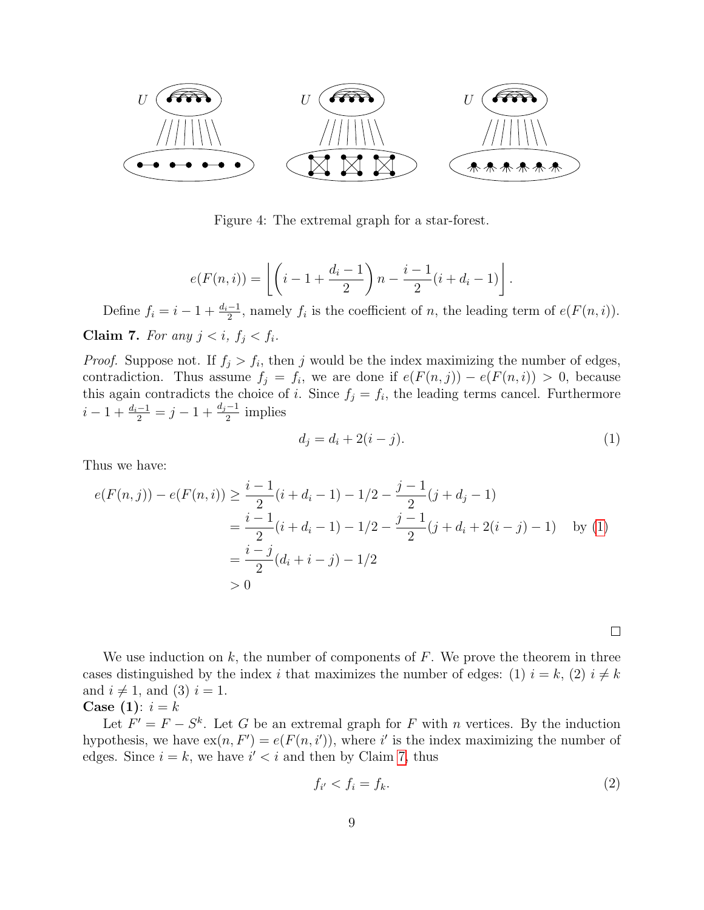Figure 4: The extremal graph for a star-forest.

$$e(F(n,i)) = \left\lfloor \left(i - 1 + \frac{d_i - 1}{2}\right) n - \frac{i-1}{2}(i + d_i - 1) \right\rfloor.$$

Define $f_i = i - 1 + \frac{d_i - 1}{2}$, namely $f_i$ is the coefficient of $n$, the leading term of $e(F(n,i))$.

**Claim 7.** *For any $j < i$, $f_j < f_i$.*

*Proof.* Suppose not. If $f_j > f_i$, then $j$ would be the index maximizing the number of edges, contradiction. Thus assume $f_j = f_i$, we are done if $e(F(n,j)) - e(F(n,i)) > 0$, because this again contradicts the choice of $i$. Since $f_j = f_i$, the leading terms cancel. Furthermore $i - 1 + \frac{d_i - 1}{2} = j - 1 + \frac{d_j - 1}{2}$ implies

$$d_j = d_i + 2(i - j). \tag{1}$$

Thus we have:

$$\begin{aligned}
e(F(n,j)) - e(F(n,i)) &\geq \frac{i-1}{2}(i + d_i - 1) - 1/2 - \frac{j-1}{2}(j + d_j - 1) \\
&= \frac{i-1}{2}(i + d_i - 1) - 1/2 - \frac{j-1}{2}(j + d_i + 2(i-j) - 1) \quad \text{by (1)} \\
&= \frac{i-j}{2}(d_i + i - j) - 1/2 \\
&> 0
\end{aligned}$$

$\square$

We use induction on $k$, the number of components of $F$. We prove the theorem in three cases distinguished by the index $i$ that maximizes the number of edges: (1) $i = k$, (2) $i \neq k$ and $i \neq 1$, and (3) $i = 1$.

**Case (1)**: $i = k$

Let $F' = F - S^k$. Let $G$ be an extremal graph for $F$ with $n$ vertices. By the induction hypothesis, we have $\text{ex}(n, F') = e(F(n, i'))$, where $i'$ is the index maximizing the number of edges. Since $i = k$, we have $i' < i$ and then by Claim 7, thus

$$f_{i'} < f_i = f_k. \tag{2}$$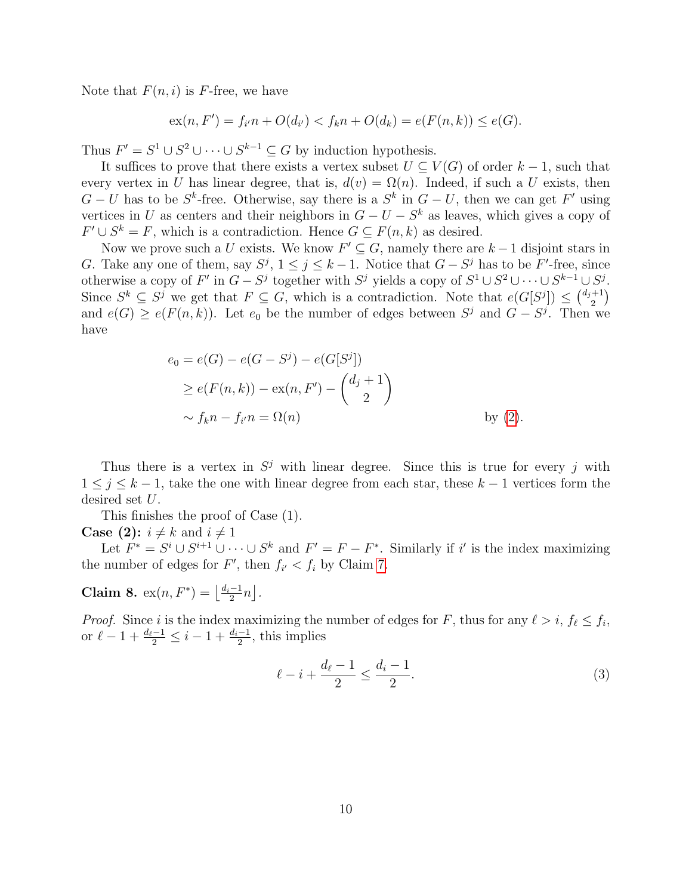Note that $F(n,i)$ is $F$-free, we have

$$\mathrm{ex}(n, F') = f_{i'}n + O(d_{i'}) < f_k n + O(d_k) = e(F(n,k)) \leq e(G).$$

Thus $F' = S^1 \cup S^2 \cup \cdots \cup S^{k-1} \subseteq G$ by induction hypothesis.

It suffices to prove that there exists a vertex subset $U \subseteq V(G)$ of order $k-1$, such that every vertex in $U$ has linear degree, that is, $d(v) = \Omega(n)$. Indeed, if such a $U$ exists, then $G - U$ has to be $S^k$-free. Otherwise, say there is a $S^k$ in $G - U$, then we can get $F'$ using vertices in $U$ as centers and their neighbors in $G - U - S^k$ as leaves, which gives a copy of $F' \cup S^k = F$, which is a contradiction. Hence $G \subseteq F(n,k)$ as desired.

Now we prove such a $U$ exists. We know $F' \subseteq G$, namely there are $k-1$ disjoint stars in $G$. Take any one of them, say $S^j$, $1 \leq j \leq k-1$. Notice that $G - S^j$ has to be $F'$-free, since otherwise a copy of $F'$ in $G - S^j$ together with $S^j$ yields a copy of $S^1 \cup S^2 \cup \cdots \cup S^{k-1} \cup S^j$. Since $S^k \subseteq S^j$ we get that $F \subseteq G$, which is a contradiction. Note that $e(G[S^j]) \leq \binom{d_j+1}{2}$ and $e(G) \geq e(F(n,k))$. Let $e_0$ be the number of edges between $S^j$ and $G - S^j$. Then we have

$$\begin{aligned}
e_0 &= e(G) - e(G - S^j) - e(G[S^j]) \\
&\geq e(F(n,k)) - \mathrm{ex}(n, F') - \binom{d_j+1}{2} \\
&\sim f_k n - f_{i'} n = \Omega(n) \qquad\qquad \text{by (2)}.
\end{aligned}$$

Thus there is a vertex in $S^j$ with linear degree. Since this is true for every $j$ with $1 \leq j \leq k-1$, take the one with linear degree from each star, these $k-1$ vertices form the desired set $U$.

This finishes the proof of Case (1).

**Case (2):** $i \neq k$ and $i \neq 1$

Let $F^* = S^i \cup S^{i+1} \cup \cdots \cup S^k$ and $F' = F - F^*$. Similarly if $i'$ is the index maximizing the number of edges for $F'$, then $f_{i'} < f_i$ by Claim 7.

**Claim 8.** $\mathrm{ex}(n, F^*) = \left\lfloor \frac{d_i - 1}{2} n \right\rfloor$.

*Proof.* Since $i$ is the index maximizing the number of edges for $F$, thus for any $\ell > i$, $f_\ell \leq f_i$, or $\ell - 1 + \frac{d_\ell - 1}{2} \leq i - 1 + \frac{d_i - 1}{2}$, this implies

$$\ell - i + \frac{d_\ell - 1}{2} \leq \frac{d_i - 1}{2}. \tag{3}$$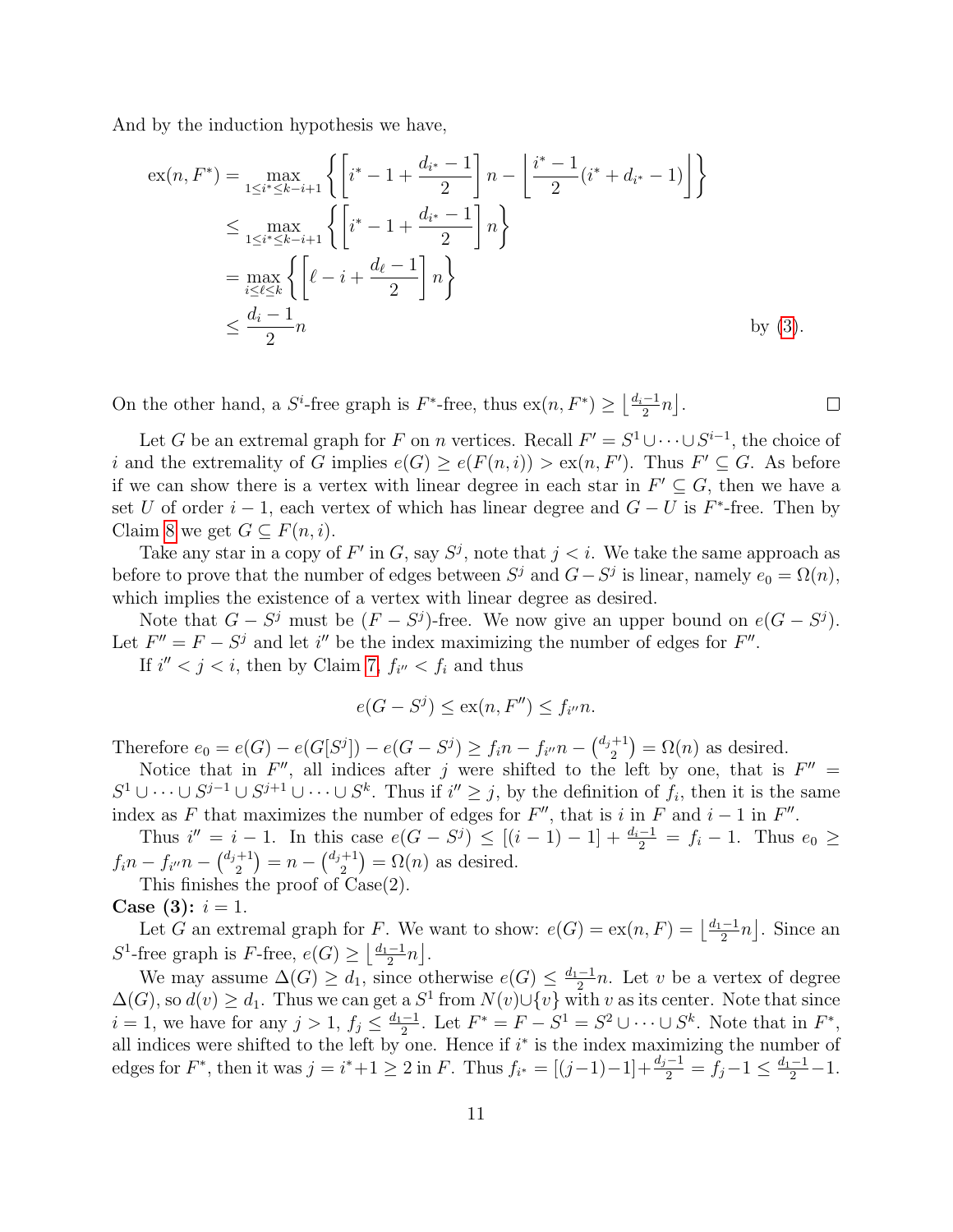And by the induction hypothesis we have,

$$
\begin{aligned}
\mathrm{ex}(n, F^*) &= \max_{1 \le i^* \le k-i+1} \left\{ \left[ i^* - 1 + \frac{d_{i^*} - 1}{2} \right] n - \left\lfloor \frac{i^* - 1}{2}(i^* + d_{i^*} - 1) \right\rfloor \right\} \\
&\le \max_{1 \le i^* \le k-i+1} \left\{ \left[ i^* - 1 + \frac{d_{i^*} - 1}{2} \right] n \right\} \\
&= \max_{i \le \ell \le k} \left\{ \left[ \ell - i + \frac{d_\ell - 1}{2} \right] n \right\} \\
&\le \frac{d_i - 1}{2} n \qquad \text{by (3).}
\end{aligned}
$$

On the other hand, a $S^i$-free graph is $F^*$-free, thus $\mathrm{ex}(n, F^*) \ge \left\lfloor \frac{d_i - 1}{2} n \right\rfloor$. $\square$

Let $G$ be an extremal graph for $F$ on $n$ vertices. Recall $F' = S^1 \cup \cdots \cup S^{i-1}$, the choice of $i$ and the extremality of $G$ implies $e(G) \ge e(F(n,i)) > \mathrm{ex}(n, F')$. Thus $F' \subseteq G$. As before if we can show there is a vertex with linear degree in each star in $F' \subseteq G$, then we have a set $U$ of order $i - 1$, each vertex of which has linear degree and $G - U$ is $F^*$-free. Then by Claim 8 we get $G \subseteq F(n, i)$.

Take any star in a copy of $F'$ in $G$, say $S^j$, note that $j < i$. We take the same approach as before to prove that the number of edges between $S^j$ and $G - S^j$ is linear, namely $e_0 = \Omega(n)$, which implies the existence of a vertex with linear degree as desired.

Note that $G - S^j$ must be $(F - S^j)$-free. We now give an upper bound on $e(G - S^j)$. Let $F'' = F - S^j$ and let $i''$ be the index maximizing the number of edges for $F''$.

If $i'' < j < i$, then by Claim 7, $f_{i''} < f_i$ and thus

$$e(G - S^j) \le \mathrm{ex}(n, F'') \le f_{i''} n.$$

Therefore $e_0 = e(G) - e(G[S^j]) - e(G - S^j) \ge f_i n - f_{i''} n - \binom{d_j + 1}{2} = \Omega(n)$ as desired.

Notice that in $F''$, all indices after $j$ were shifted to the left by one, that is $F'' = S^1 \cup \cdots \cup S^{j-1} \cup S^{j+1} \cup \cdots \cup S^k$. Thus if $i'' \ge j$, by the definition of $f_i$, then it is the same index as $F$ that maximizes the number of edges for $F''$, that is $i$ in $F$ and $i - 1$ in $F''$.

Thus $i'' = i - 1$. In this case $e(G - S^j) \le [(i-1) - 1] + \frac{d_i - 1}{2} = f_i - 1$. Thus $e_0 \ge f_i n - f_{i''} n - \binom{d_j + 1}{2} = n - \binom{d_j + 1}{2} = \Omega(n)$ as desired.

This finishes the proof of Case(2).

**Case (3):** $i = 1$.

Let $G$ an extremal graph for $F$. We want to show: $e(G) = \mathrm{ex}(n, F) = \left\lfloor \frac{d_1 - 1}{2} n \right\rfloor$. Since an $S^1$-free graph is $F$-free, $e(G) \ge \left\lfloor \frac{d_1 - 1}{2} n \right\rfloor$.

We may assume $\Delta(G) \ge d_1$, since otherwise $e(G) \le \frac{d_1 - 1}{2} n$. Let $v$ be a vertex of degree $\Delta(G)$, so $d(v) \ge d_1$. Thus we can get a $S^1$ from $N(v) \cup \{v\}$ with $v$ as its center. Note that since $i = 1$, we have for any $j > 1$, $f_j \le \frac{d_1 - 1}{2}$. Let $F^* = F - S^1 = S^2 \cup \cdots \cup S^k$. Note that in $F^*$, all indices were shifted to the left by one. Hence if $i^*$ is the index maximizing the number of edges for $F^*$, then it was $j = i^* + 1 \ge 2$ in $F$. Thus $f_{i^*} = [(j-1) - 1] + \frac{d_j - 1}{2} = f_j - 1 \le \frac{d_1 - 1}{2} - 1$.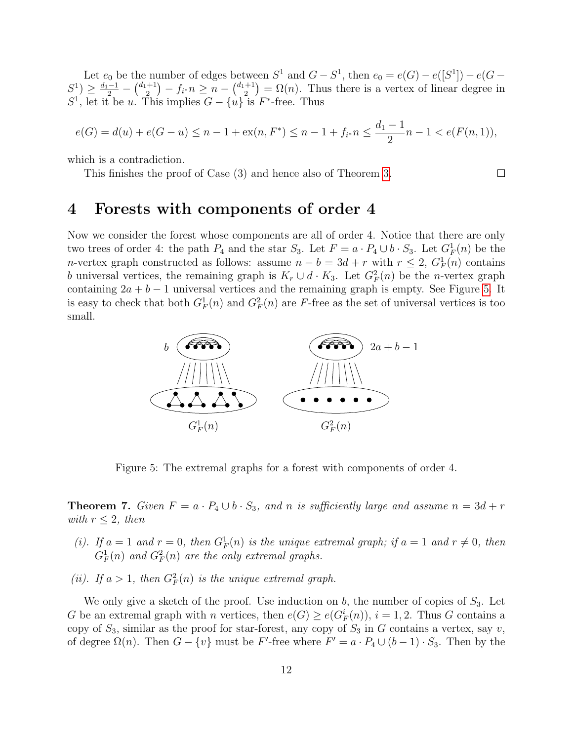Let $e_0$ be the number of edges between $S^1$ and $G - S^1$, then $e_0 = e(G) - e([S^1]) - e(G - S^1) \geq \frac{d_1-1}{2} - \binom{d_1+1}{2} - f_{i^*}n \geq n - \binom{d_1+1}{2} = \Omega(n)$. Thus there is a vertex of linear degree in $S^1$, let it be $u$. This implies $G - \{u\}$ is $F^*$-free. Thus

$$e(G) = d(u) + e(G - u) \leq n - 1 + \mathrm{ex}(n, F^*) \leq n - 1 + f_{i^*}n \leq \frac{d_1 - 1}{2}n - 1 < e(F(n, 1)),$$

which is a contradiction.

This finishes the proof of Case (3) and hence also of Theorem 3. □

# 4 Forests with components of order 4

Now we consider the forest whose components are all of order 4. Notice that there are only two trees of order 4: the path $P_4$ and the star $S_3$. Let $F = a \cdot P_4 \cup b \cdot S_3$. Let $G_F^1(n)$ be the $n$-vertex graph constructed as follows: assume $n - b = 3d + r$ with $r \leq 2$, $G_F^1(n)$ contains $b$ universal vertices, the remaining graph is $K_r \cup d \cdot K_3$. Let $G_F^2(n)$ be the $n$-vertex graph containing $2a + b - 1$ universal vertices and the remaining graph is empty. See Figure 5. It is easy to check that both $G_F^1(n)$ and $G_F^2(n)$ are $F$-free as the set of universal vertices is too small.

Figure 5: The extremal graphs for a forest with components of order 4.

**Theorem 7.** *Given $F = a \cdot P_4 \cup b \cdot S_3$, and $n$ is sufficiently large and assume $n = 3d + r$ with $r \leq 2$, then*

*(i). If $a = 1$ and $r = 0$, then $G_F^1(n)$ is the unique extremal graph; if $a = 1$ and $r \neq 0$, then $G_F^1(n)$ and $G_F^2(n)$ are the only extremal graphs.*

*(ii). If $a > 1$, then $G_F^2(n)$ is the unique extremal graph.*

We only give a sketch of the proof. Use induction on $b$, the number of copies of $S_3$. Let $G$ be an extremal graph with $n$ vertices, then $e(G) \geq e(G_F^i(n))$, $i = 1, 2$. Thus $G$ contains a copy of $S_3$, similar as the proof for star-forest, any copy of $S_3$ in $G$ contains a vertex, say $v$, of degree $\Omega(n)$. Then $G - \{v\}$ must be $F'$-free where $F' = a \cdot P_4 \cup (b - 1) \cdot S_3$. Then by the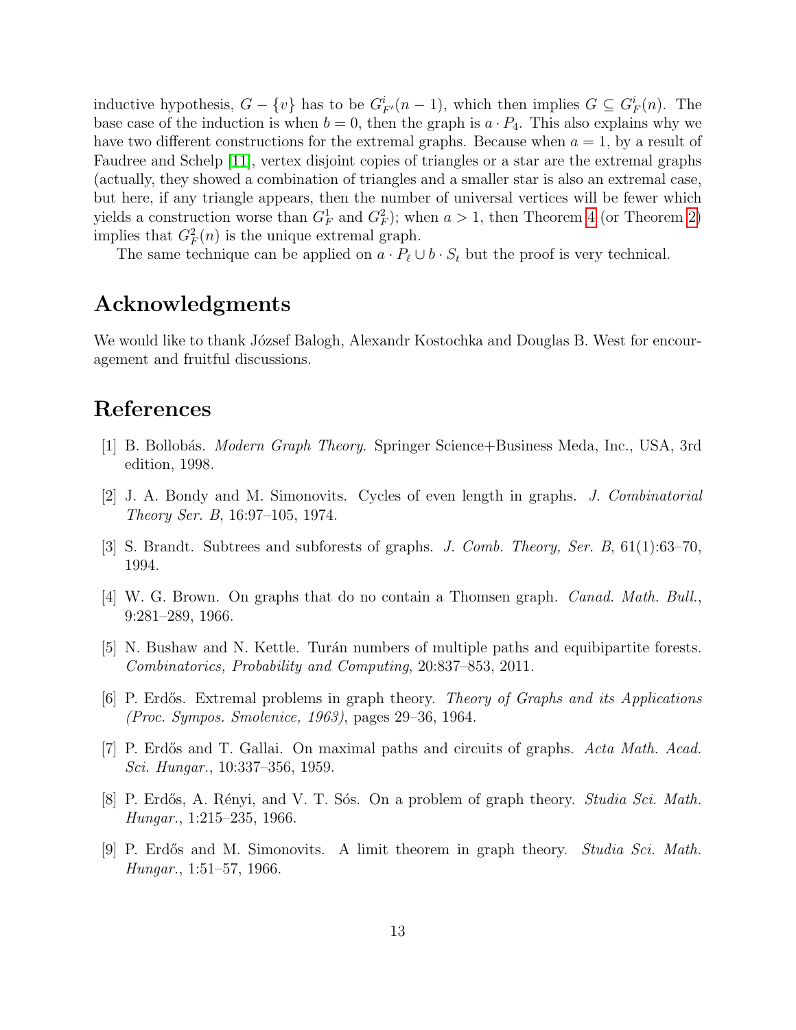inductive hypothesis, $G - \{v\}$ has to be $G^i_{F'}(n-1)$, which then implies $G \subseteq G^i_F(n)$. The base case of the induction is when $b = 0$, then the graph is $a \cdot P_4$. This also explains why we have two different constructions for the extremal graphs. Because when $a = 1$, by a result of Faudree and Schelp [11], vertex disjoint copies of triangles or a star are the extremal graphs (actually, they showed a combination of triangles and a smaller star is also an extremal case, but here, if any triangle appears, then the number of universal vertices will be fewer which yields a construction worse than $G^1_F$ and $G^2_F$); when $a > 1$, then Theorem 4 (or Theorem 2) implies that $G^2_F(n)$ is the unique extremal graph.

The same technique can be applied on $a \cdot P_\ell \cup b \cdot S_t$ but the proof is very technical.

## Acknowledgments

We would like to thank József Balogh, Alexandr Kostochka and Douglas B. West for encouragement and fruitful discussions.

## References

[1] B. Bollobás. *Modern Graph Theory*. Springer Science+Business Meda, Inc., USA, 3rd edition, 1998.

[2] J. A. Bondy and M. Simonovits. Cycles of even length in graphs. *J. Combinatorial Theory Ser. B*, 16:97–105, 1974.

[3] S. Brandt. Subtrees and subforests of graphs. *J. Comb. Theory, Ser. B*, 61(1):63–70, 1994.

[4] W. G. Brown. On graphs that do no contain a Thomsen graph. *Canad. Math. Bull.*, 9:281–289, 1966.

[5] N. Bushaw and N. Kettle. Turán numbers of multiple paths and equibipartite forests. *Combinatorics, Probability and Computing*, 20:837–853, 2011.

[6] P. Erdős. Extremal problems in graph theory. *Theory of Graphs and its Applications (Proc. Sympos. Smolenice, 1963)*, pages 29–36, 1964.

[7] P. Erdős and T. Gallai. On maximal paths and circuits of graphs. *Acta Math. Acad. Sci. Hungar.*, 10:337–356, 1959.

[8] P. Erdős, A. Rényi, and V. T. Sós. On a problem of graph theory. *Studia Sci. Math. Hungar.*, 1:215–235, 1966.

[9] P. Erdős and M. Simonovits. A limit theorem in graph theory. *Studia Sci. Math. Hungar.*, 1:51–57, 1966.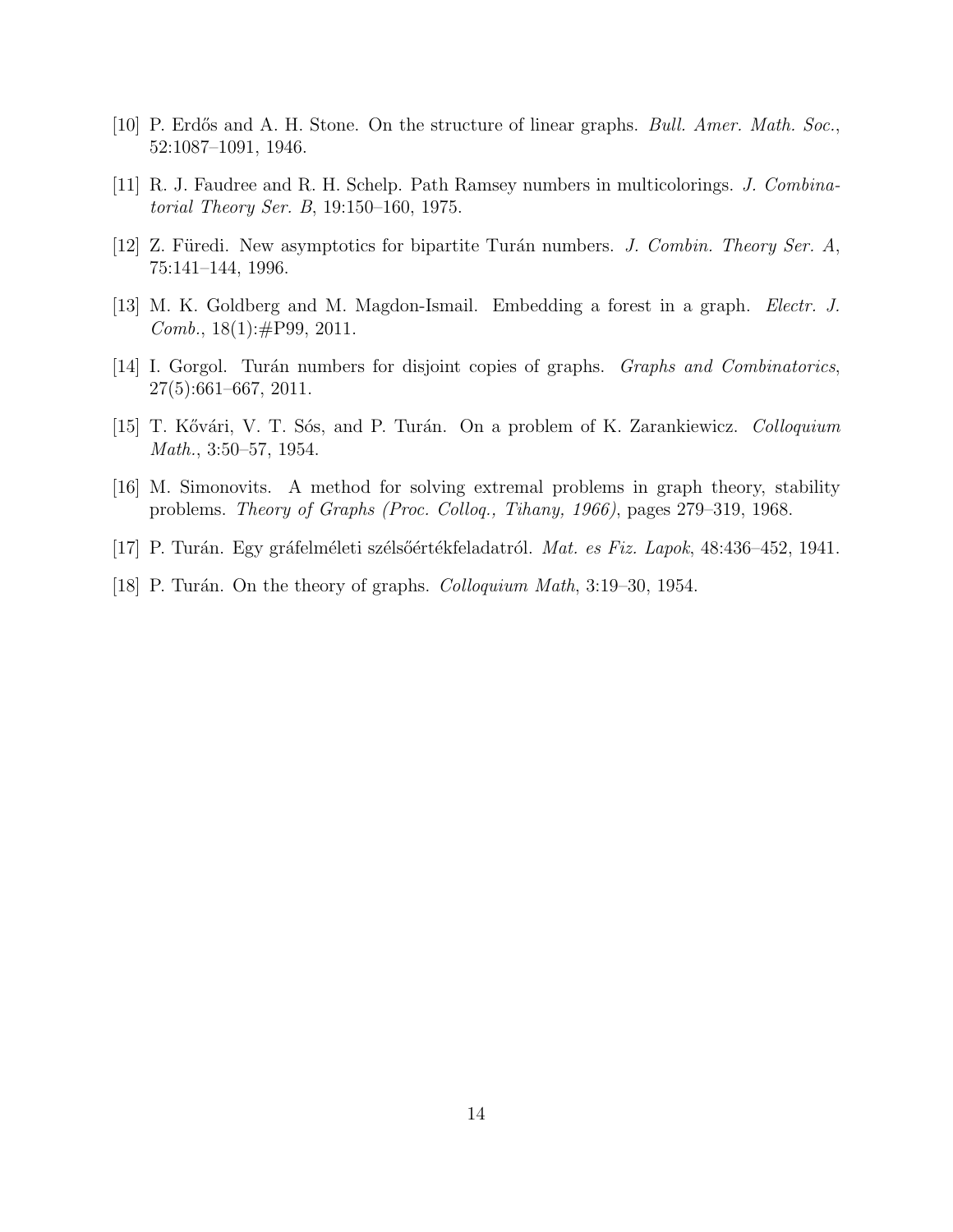[10] P. Erdős and A. H. Stone. On the structure of linear graphs. *Bull. Amer. Math. Soc.*, 52:1087–1091, 1946.

[11] R. J. Faudree and R. H. Schelp. Path Ramsey numbers in multicolorings. *J. Combinatorial Theory Ser. B*, 19:150–160, 1975.

[12] Z. Füredi. New asymptotics for bipartite Turán numbers. *J. Combin. Theory Ser. A*, 75:141–144, 1996.

[13] M. K. Goldberg and M. Magdon-Ismail. Embedding a forest in a graph. *Electr. J. Comb.*, 18(1):#P99, 2011.

[14] I. Gorgol. Turán numbers for disjoint copies of graphs. *Graphs and Combinatorics*, 27(5):661–667, 2011.

[15] T. Kővári, V. T. Sós, and P. Turán. On a problem of K. Zarankiewicz. *Colloquium Math.*, 3:50–57, 1954.

[16] M. Simonovits. A method for solving extremal problems in graph theory, stability problems. *Theory of Graphs (Proc. Colloq., Tihany, 1966)*, pages 279–319, 1968.

[17] P. Turán. Egy gráfelméleti szélsőértékfeladatról. *Mat. es Fiz. Lapok*, 48:436–452, 1941.

[18] P. Turán. On the theory of graphs. *Colloquium Math*, 3:19–30, 1954.